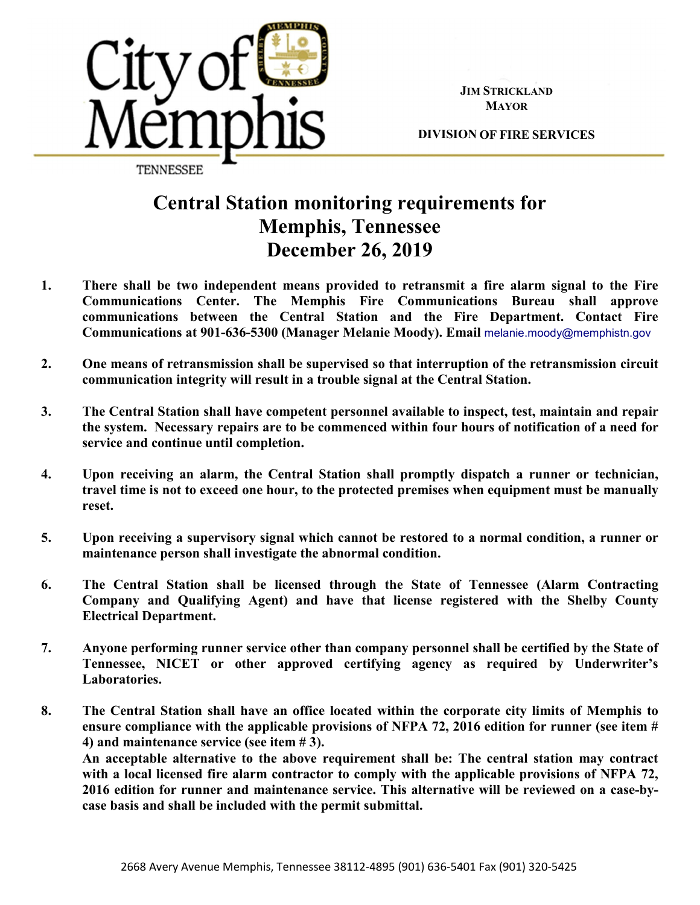City of Memphis
TENNESSEE

**JIM STRICKLAND**
**MAYOR**

**DIVISION OF FIRE SERVICES**

# Central Station monitoring requirements for Memphis, Tennessee December 26, 2019

1. **There shall be two independent means provided to retransmit a fire alarm signal to the Fire Communications Center. The Memphis Fire Communications Bureau shall approve communications between the Central Station and the Fire Department. Contact Fire Communications at 901-636-5300 (Manager Melanie Moody). Email** melanie.moody@memphistn.gov

2. **One means of retransmission shall be supervised so that interruption of the retransmission circuit communication integrity will result in a trouble signal at the Central Station.**

3. **The Central Station shall have competent personnel available to inspect, test, maintain and repair the system. Necessary repairs are to be commenced within four hours of notification of a need for service and continue until completion.**

4. **Upon receiving an alarm, the Central Station shall promptly dispatch a runner or technician, travel time is not to exceed one hour, to the protected premises when equipment must be manually reset.**

5. **Upon receiving a supervisory signal which cannot be restored to a normal condition, a runner or maintenance person shall investigate the abnormal condition.**

6. **The Central Station shall be licensed through the State of Tennessee (Alarm Contracting Company and Qualifying Agent) and have that license registered with the Shelby County Electrical Department.**

7. **Anyone performing runner service other than company personnel shall be certified by the State of Tennessee, NICET or other approved certifying agency as required by Underwriter's Laboratories.**

8. **The Central Station shall have an office located within the corporate city limits of Memphis to ensure compliance with the applicable provisions of NFPA 72, 2016 edition for runner (see item # 4) and maintenance service (see item # 3).**
   **An acceptable alternative to the above requirement shall be: The central station may contract with a local licensed fire alarm contractor to comply with the applicable provisions of NFPA 72, 2016 edition for runner and maintenance service. This alternative will be reviewed on a case-by-case basis and shall be included with the permit submittal.**

2668 Avery Avenue Memphis, Tennessee 38112-4895 (901) 636-5401 Fax (901) 320-5425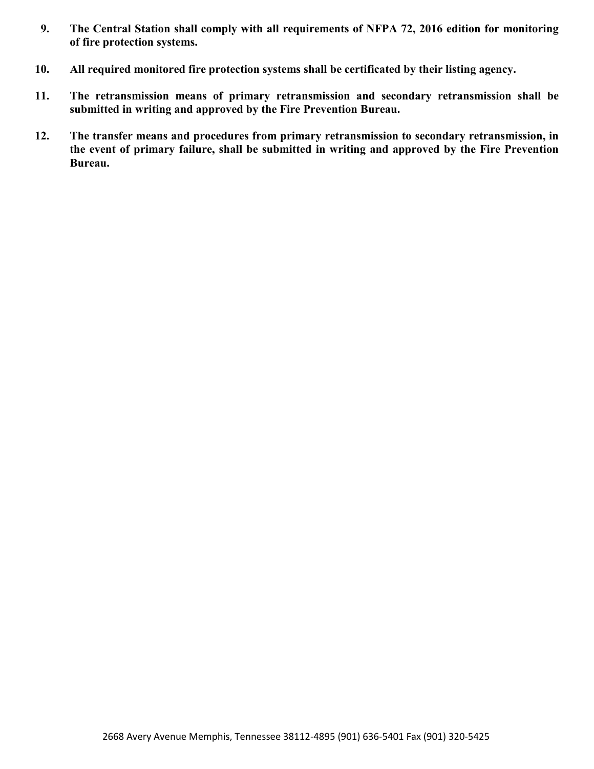9. **The Central Station shall comply with all requirements of NFPA 72, 2016 edition for monitoring of fire protection systems.**

10. **All required monitored fire protection systems shall be certificated by their listing agency.**

11. **The retransmission means of primary retransmission and secondary retransmission shall be submitted in writing and approved by the Fire Prevention Bureau.**

12. **The transfer means and procedures from primary retransmission to secondary retransmission, in the event of primary failure, shall be submitted in writing and approved by the Fire Prevention Bureau.**